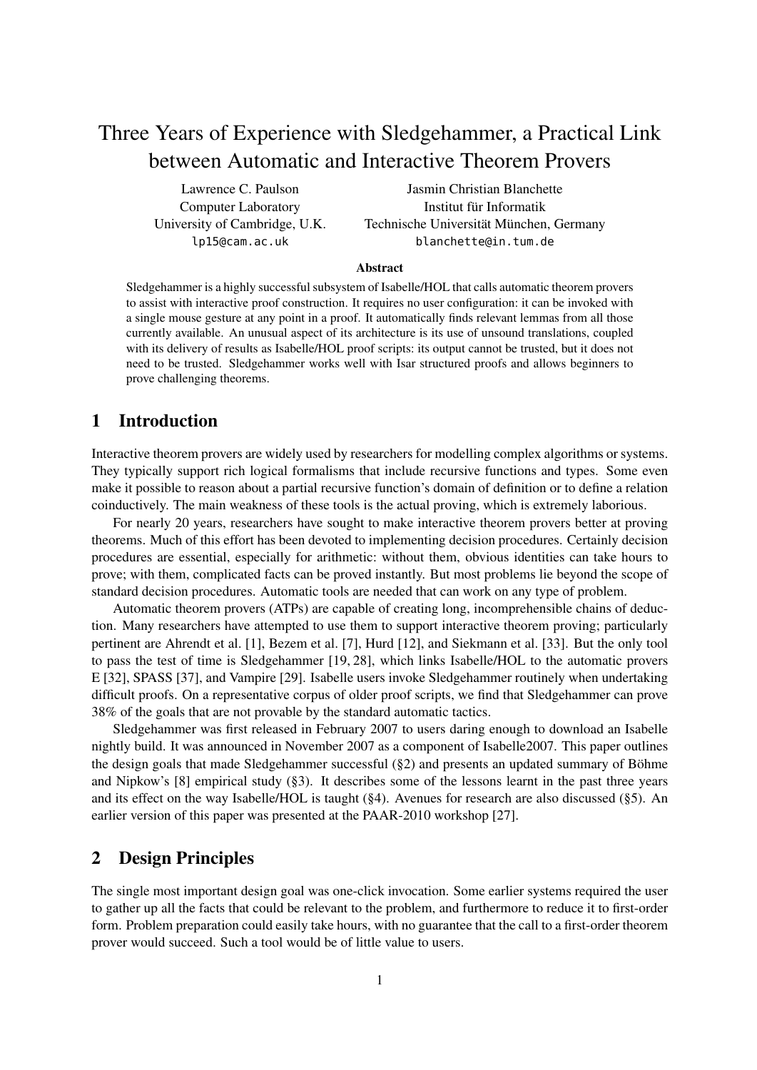# Three Years of Experience with Sledgehammer, a Practical Link between Automatic and Interactive Theorem Provers

Lawrence C. Paulson
Computer Laboratory
University of Cambridge, U.K.
lp15@cam.ac.uk

Jasmin Christian Blanchette
Institut für Informatik
Technische Universität München, Germany
blanchette@in.tum.de

**Abstract**

Sledgehammer is a highly successful subsystem of Isabelle/HOL that calls automatic theorem provers to assist with interactive proof construction. It requires no user configuration: it can be invoked with a single mouse gesture at any point in a proof. It automatically finds relevant lemmas from all those currently available. An unusual aspect of its architecture is its use of unsound translations, coupled with its delivery of results as Isabelle/HOL proof scripts: its output cannot be trusted, but it does not need to be trusted. Sledgehammer works well with Isar structured proofs and allows beginners to prove challenging theorems.

## 1 Introduction

Interactive theorem provers are widely used by researchers for modelling complex algorithms or systems. They typically support rich logical formalisms that include recursive functions and types. Some even make it possible to reason about a partial recursive function's domain of definition or to define a relation coinductively. The main weakness of these tools is the actual proving, which is extremely laborious.

For nearly 20 years, researchers have sought to make interactive theorem provers better at proving theorems. Much of this effort has been devoted to implementing decision procedures. Certainly decision procedures are essential, especially for arithmetic: without them, obvious identities can take hours to prove; with them, complicated facts can be proved instantly. But most problems lie beyond the scope of standard decision procedures. Automatic tools are needed that can work on any type of problem.

Automatic theorem provers (ATPs) are capable of creating long, incomprehensible chains of deduction. Many researchers have attempted to use them to support interactive theorem proving; particularly pertinent are Ahrendt et al. [1], Bezem et al. [7], Hurd [12], and Siekmann et al. [33]. But the only tool to pass the test of time is Sledgehammer [19, 28], which links Isabelle/HOL to the automatic provers E [32], SPASS [37], and Vampire [29]. Isabelle users invoke Sledgehammer routinely when undertaking difficult proofs. On a representative corpus of older proof scripts, we find that Sledgehammer can prove 38% of the goals that are not provable by the standard automatic tactics.

Sledgehammer was first released in February 2007 to users daring enough to download an Isabelle nightly build. It was announced in November 2007 as a component of Isabelle2007. This paper outlines the design goals that made Sledgehammer successful (§2) and presents an updated summary of Böhme and Nipkow's [8] empirical study (§3). It describes some of the lessons learnt in the past three years and its effect on the way Isabelle/HOL is taught (§4). Avenues for research are also discussed (§5). An earlier version of this paper was presented at the PAAR-2010 workshop [27].

## 2 Design Principles

The single most important design goal was one-click invocation. Some earlier systems required the user to gather up all the facts that could be relevant to the problem, and furthermore to reduce it to first-order form. Problem preparation could easily take hours, with no guarantee that the call to a first-order theorem prover would succeed. Such a tool would be of little value to users.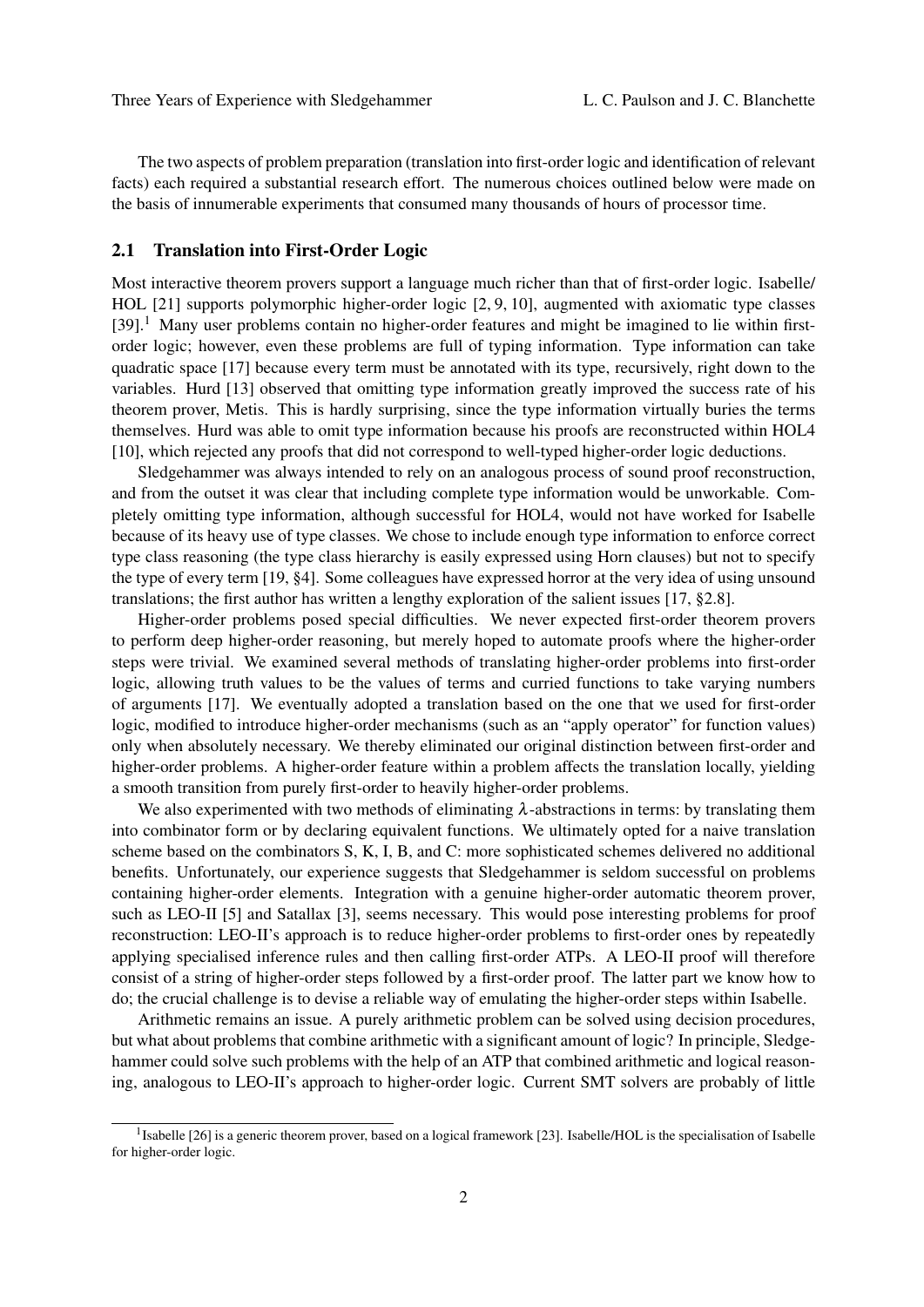The two aspects of problem preparation (translation into first-order logic and identification of relevant facts) each required a substantial research effort. The numerous choices outlined below were made on the basis of innumerable experiments that consumed many thousands of hours of processor time.

### 2.1 Translation into First-Order Logic

Most interactive theorem provers support a language much richer than that of first-order logic. Isabelle/HOL [21] supports polymorphic higher-order logic [2, 9, 10], augmented with axiomatic type classes [39].[1] Many user problems contain no higher-order features and might be imagined to lie within first-order logic; however, even these problems are full of typing information. Type information can take quadratic space [17] because every term must be annotated with its type, recursively, right down to the variables. Hurd [13] observed that omitting type information greatly improved the success rate of his theorem prover, Metis. This is hardly surprising, since the type information virtually buries the terms themselves. Hurd was able to omit type information because his proofs are reconstructed within HOL4 [10], which rejected any proofs that did not correspond to well-typed higher-order logic deductions.

Sledgehammer was always intended to rely on an analogous process of sound proof reconstruction, and from the outset it was clear that including complete type information would be unworkable. Completely omitting type information, although successful for HOL4, would not have worked for Isabelle because of its heavy use of type classes. We chose to include enough type information to enforce correct type class reasoning (the type class hierarchy is easily expressed using Horn clauses) but not to specify the type of every term [19, §4]. Some colleagues have expressed horror at the very idea of using unsound translations; the first author has written a lengthy exploration of the salient issues [17, §2.8].

Higher-order problems posed special difficulties. We never expected first-order theorem provers to perform deep higher-order reasoning, but merely hoped to automate proofs where the higher-order steps were trivial. We examined several methods of translating higher-order problems into first-order logic, allowing truth values to be the values of terms and curried functions to take varying numbers of arguments [17]. We eventually adopted a translation based on the one that we used for first-order logic, modified to introduce higher-order mechanisms (such as an "apply operator" for function values) only when absolutely necessary. We thereby eliminated our original distinction between first-order and higher-order problems. A higher-order feature within a problem affects the translation locally, yielding a smooth transition from purely first-order to heavily higher-order problems.

We also experimented with two methods of eliminating $\lambda$-abstractions in terms: by translating them into combinator form or by declaring equivalent functions. We ultimately opted for a naive translation scheme based on the combinators S, K, I, B, and C: more sophisticated schemes delivered no additional benefits. Unfortunately, our experience suggests that Sledgehammer is seldom successful on problems containing higher-order elements. Integration with a genuine higher-order automatic theorem prover, such as LEO-II [5] and Satallax [3], seems necessary. This would pose interesting problems for proof reconstruction: LEO-II's approach is to reduce higher-order problems to first-order ones by repeatedly applying specialised inference rules and then calling first-order ATPs. A LEO-II proof will therefore consist of a string of higher-order steps followed by a first-order proof. The latter part we know how to do; the crucial challenge is to devise a reliable way of emulating the higher-order steps within Isabelle.

Arithmetic remains an issue. A purely arithmetic problem can be solved using decision procedures, but what about problems that combine arithmetic with a significant amount of logic? In principle, Sledgehammer could solve such problems with the help of an ATP that combined arithmetic and logical reasoning, analogous to LEO-II's approach to higher-order logic. Current SMT solvers are probably of little

[1] Isabelle [26] is a generic theorem prover, based on a logical framework [23]. Isabelle/HOL is the specialisation of Isabelle for higher-order logic.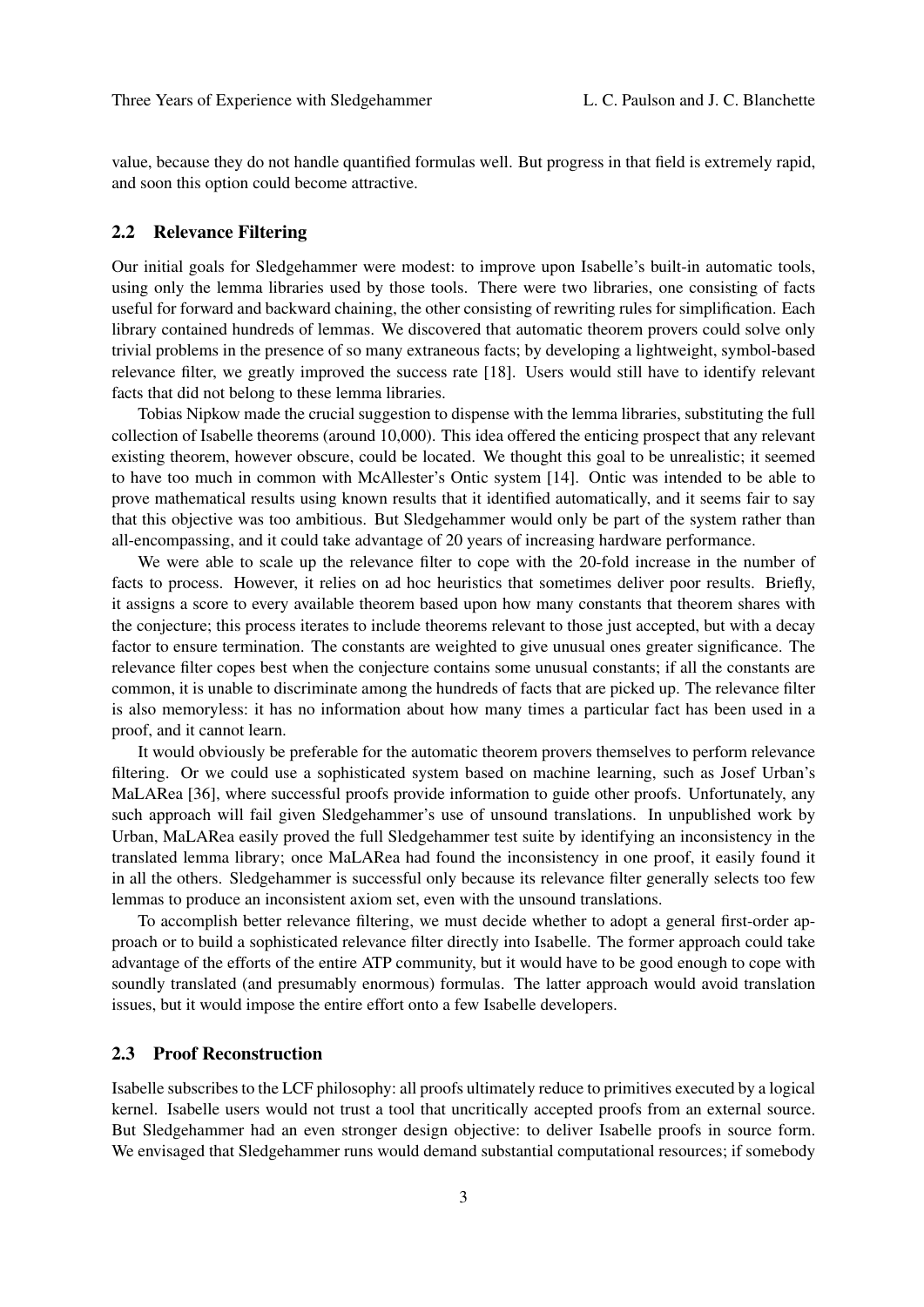value, because they do not handle quantified formulas well. But progress in that field is extremely rapid, and soon this option could become attractive.

### 2.2 Relevance Filtering

Our initial goals for Sledgehammer were modest: to improve upon Isabelle's built-in automatic tools, using only the lemma libraries used by those tools. There were two libraries, one consisting of facts useful for forward and backward chaining, the other consisting of rewriting rules for simplification. Each library contained hundreds of lemmas. We discovered that automatic theorem provers could solve only trivial problems in the presence of so many extraneous facts; by developing a lightweight, symbol-based relevance filter, we greatly improved the success rate [18]. Users would still have to identify relevant facts that did not belong to these lemma libraries.

Tobias Nipkow made the crucial suggestion to dispense with the lemma libraries, substituting the full collection of Isabelle theorems (around 10,000). This idea offered the enticing prospect that any relevant existing theorem, however obscure, could be located. We thought this goal to be unrealistic; it seemed to have too much in common with McAllester's Ontic system [14]. Ontic was intended to be able to prove mathematical results using known results that it identified automatically, and it seems fair to say that this objective was too ambitious. But Sledgehammer would only be part of the system rather than all-encompassing, and it could take advantage of 20 years of increasing hardware performance.

We were able to scale up the relevance filter to cope with the 20-fold increase in the number of facts to process. However, it relies on ad hoc heuristics that sometimes deliver poor results. Briefly, it assigns a score to every available theorem based upon how many constants that theorem shares with the conjecture; this process iterates to include theorems relevant to those just accepted, but with a decay factor to ensure termination. The constants are weighted to give unusual ones greater significance. The relevance filter copes best when the conjecture contains some unusual constants; if all the constants are common, it is unable to discriminate among the hundreds of facts that are picked up. The relevance filter is also memoryless: it has no information about how many times a particular fact has been used in a proof, and it cannot learn.

It would obviously be preferable for the automatic theorem provers themselves to perform relevance filtering. Or we could use a sophisticated system based on machine learning, such as Josef Urban's MaLARea [36], where successful proofs provide information to guide other proofs. Unfortunately, any such approach will fail given Sledgehammer's use of unsound translations. In unpublished work by Urban, MaLARea easily proved the full Sledgehammer test suite by identifying an inconsistency in the translated lemma library; once MaLARea had found the inconsistency in one proof, it easily found it in all the others. Sledgehammer is successful only because its relevance filter generally selects too few lemmas to produce an inconsistent axiom set, even with the unsound translations.

To accomplish better relevance filtering, we must decide whether to adopt a general first-order approach or to build a sophisticated relevance filter directly into Isabelle. The former approach could take advantage of the efforts of the entire ATP community, but it would have to be good enough to cope with soundly translated (and presumably enormous) formulas. The latter approach would avoid translation issues, but it would impose the entire effort onto a few Isabelle developers.

### 2.3 Proof Reconstruction

Isabelle subscribes to the LCF philosophy: all proofs ultimately reduce to primitives executed by a logical kernel. Isabelle users would not trust a tool that uncritically accepted proofs from an external source. But Sledgehammer had an even stronger design objective: to deliver Isabelle proofs in source form. We envisaged that Sledgehammer runs would demand substantial computational resources; if somebody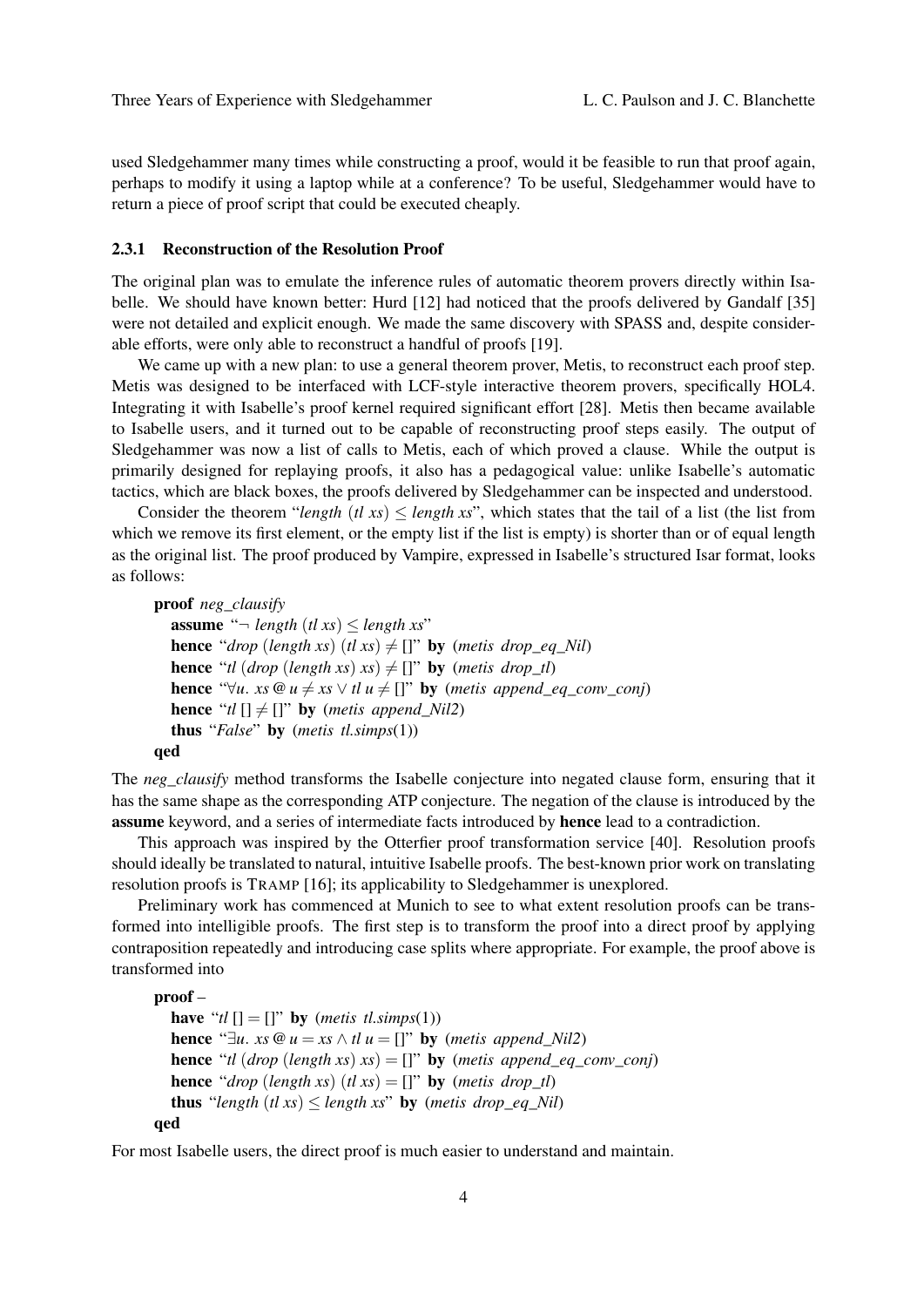used Sledgehammer many times while constructing a proof, would it be feasible to run that proof again, perhaps to modify it using a laptop while at a conference? To be useful, Sledgehammer would have to return a piece of proof script that could be executed cheaply.

#### 2.3.1 Reconstruction of the Resolution Proof

The original plan was to emulate the inference rules of automatic theorem provers directly within Isabelle. We should have known better: Hurd [12] had noticed that the proofs delivered by Gandalf [35] were not detailed and explicit enough. We made the same discovery with SPASS and, despite considerable efforts, were only able to reconstruct a handful of proofs [19].

We came up with a new plan: to use a general theorem prover, Metis, to reconstruct each proof step. Metis was designed to be interfaced with LCF-style interactive theorem provers, specifically HOL4. Integrating it with Isabelle's proof kernel required significant effort [28]. Metis then became available to Isabelle users, and it turned out to be capable of reconstructing proof steps easily. The output of Sledgehammer was now a list of calls to Metis, each of which proved a clause. While the output is primarily designed for replaying proofs, it also has a pedagogical value: unlike Isabelle's automatic tactics, which are black boxes, the proofs delivered by Sledgehammer can be inspected and understood.

Consider the theorem "*length* (*tl xs*) $\leq$ *length xs*", which states that the tail of a list (the list from which we remove its first element, or the empty list if the list is empty) is shorter than or of equal length as the original list. The proof produced by Vampire, expressed in Isabelle's structured Isar format, looks as follows:

```
proof neg_clausify
  assume "¬ length (tl xs) ≤ length xs"
  hence "drop (length xs) (tl xs) ≠ []" by (metis drop_eq_Nil)
  hence "tl (drop (length xs) xs) ≠ []" by (metis drop_tl)
  hence "∀u. xs @ u ≠ xs ∨ tl u ≠ []" by (metis append_eq_conv_conj)
  hence "tl [] ≠ []" by (metis append_Nil2)
  thus "False" by (metis tl.simps(1))
qed
```

The *neg_clausify* method transforms the Isabelle conjecture into negated clause form, ensuring that it has the same shape as the corresponding ATP conjecture. The negation of the clause is introduced by the **assume** keyword, and a series of intermediate facts introduced by **hence** lead to a contradiction.

This approach was inspired by the Otterfier proof transformation service [40]. Resolution proofs should ideally be translated to natural, intuitive Isabelle proofs. The best-known prior work on translating resolution proofs is TRAMP [16]; its applicability to Sledgehammer is unexplored.

Preliminary work has commenced at Munich to see to what extent resolution proofs can be transformed into intelligible proofs. The first step is to transform the proof into a direct proof by applying contraposition repeatedly and introducing case splits where appropriate. For example, the proof above is transformed into

```
proof –
  have "tl [] = []" by (metis tl.simps(1))
  hence "∃u. xs @ u = xs ∧ tl u = []" by (metis append_Nil2)
  hence "tl (drop (length xs) xs) = []" by (metis append_eq_conv_conj)
  hence "drop (length xs) (tl xs) = []" by (metis drop_tl)
  thus "length (tl xs) ≤ length xs" by (metis drop_eq_Nil)
qed
```

For most Isabelle users, the direct proof is much easier to understand and maintain.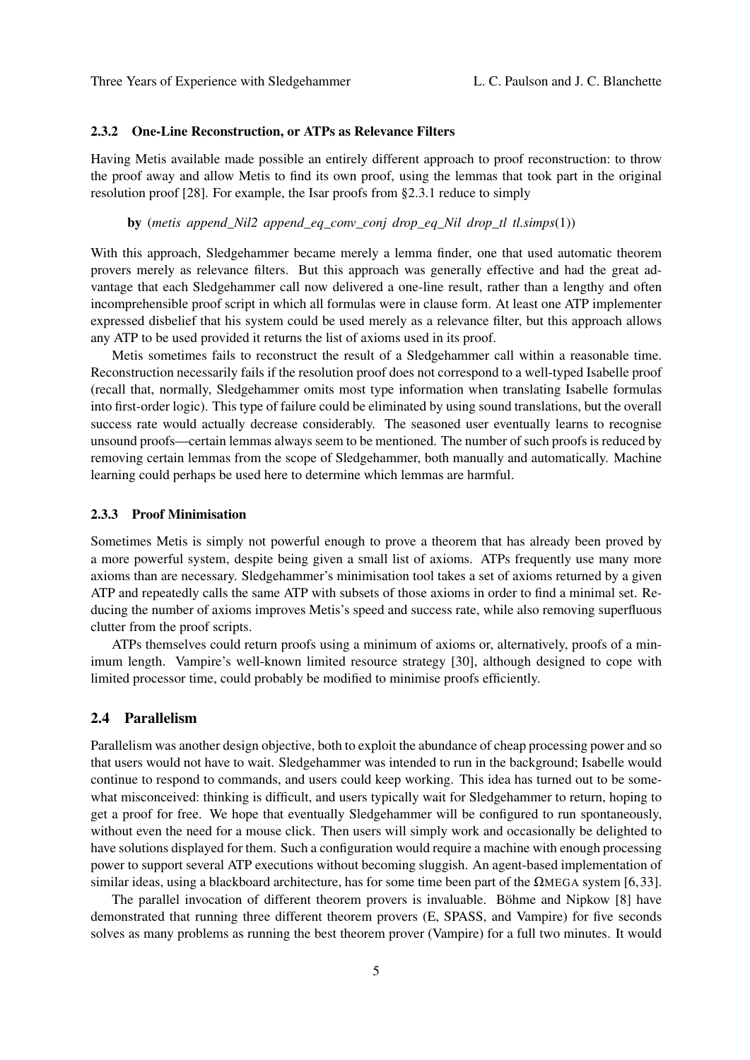#### 2.3.2 One-Line Reconstruction, or ATPs as Relevance Filters

Having Metis available made possible an entirely different approach to proof reconstruction: to throw the proof away and allow Metis to find its own proof, using the lemmas that took part in the original resolution proof [28]. For example, the Isar proofs from §2.3.1 reduce to simply

**by** (*metis append_Nil2 append_eq_conv_conj drop_eq_Nil drop_tl tl.simps*(1))

With this approach, Sledgehammer became merely a lemma finder, one that used automatic theorem provers merely as relevance filters. But this approach was generally effective and had the great advantage that each Sledgehammer call now delivered a one-line result, rather than a lengthy and often incomprehensible proof script in which all formulas were in clause form. At least one ATP implementer expressed disbelief that his system could be used merely as a relevance filter, but this approach allows any ATP to be used provided it returns the list of axioms used in its proof.

Metis sometimes fails to reconstruct the result of a Sledgehammer call within a reasonable time. Reconstruction necessarily fails if the resolution proof does not correspond to a well-typed Isabelle proof (recall that, normally, Sledgehammer omits most type information when translating Isabelle formulas into first-order logic). This type of failure could be eliminated by using sound translations, but the overall success rate would actually decrease considerably. The seasoned user eventually learns to recognise unsound proofs—certain lemmas always seem to be mentioned. The number of such proofs is reduced by removing certain lemmas from the scope of Sledgehammer, both manually and automatically. Machine learning could perhaps be used here to determine which lemmas are harmful.

#### 2.3.3 Proof Minimisation

Sometimes Metis is simply not powerful enough to prove a theorem that has already been proved by a more powerful system, despite being given a small list of axioms. ATPs frequently use many more axioms than are necessary. Sledgehammer's minimisation tool takes a set of axioms returned by a given ATP and repeatedly calls the same ATP with subsets of those axioms in order to find a minimal set. Reducing the number of axioms improves Metis's speed and success rate, while also removing superfluous clutter from the proof scripts.

ATPs themselves could return proofs using a minimum of axioms or, alternatively, proofs of a minimum length. Vampire's well-known limited resource strategy [30], although designed to cope with limited processor time, could probably be modified to minimise proofs efficiently.

### 2.4 Parallelism

Parallelism was another design objective, both to exploit the abundance of cheap processing power and so that users would not have to wait. Sledgehammer was intended to run in the background; Isabelle would continue to respond to commands, and users could keep working. This idea has turned out to be somewhat misconceived: thinking is difficult, and users typically wait for Sledgehammer to return, hoping to get a proof for free. We hope that eventually Sledgehammer will be configured to run spontaneously, without even the need for a mouse click. Then users will simply work and occasionally be delighted to have solutions displayed for them. Such a configuration would require a machine with enough processing power to support several ATP executions without becoming sluggish. An agent-based implementation of similar ideas, using a blackboard architecture, has for some time been part of the ΩMEGA system [6,33].

The parallel invocation of different theorem provers is invaluable. Böhme and Nipkow [8] have demonstrated that running three different theorem provers (E, SPASS, and Vampire) for five seconds solves as many problems as running the best theorem prover (Vampire) for a full two minutes. It would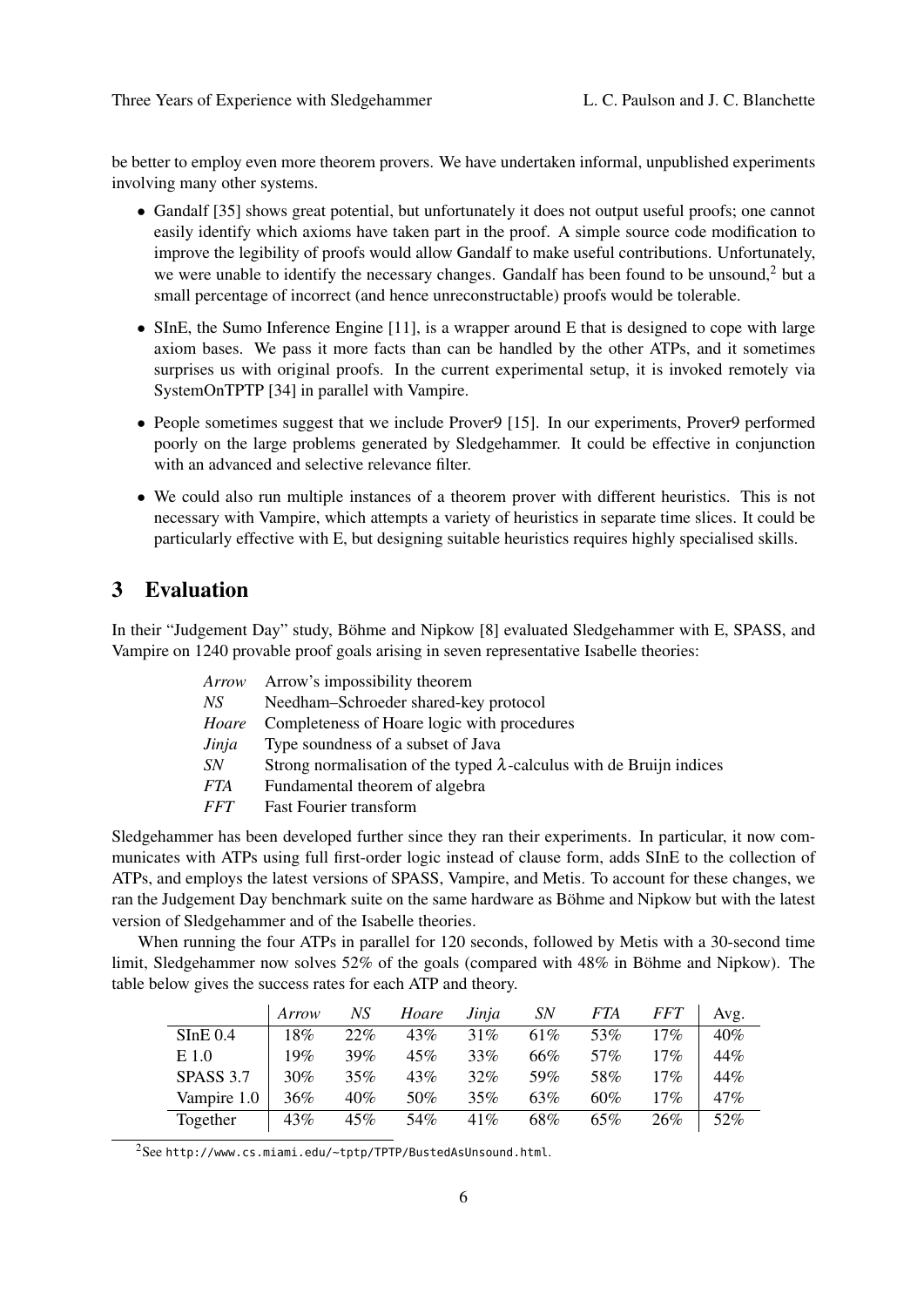be better to employ even more theorem provers. We have undertaken informal, unpublished experiments involving many other systems.

- Gandalf [35] shows great potential, but unfortunately it does not output useful proofs; one cannot easily identify which axioms have taken part in the proof. A simple source code modification to improve the legibility of proofs would allow Gandalf to make useful contributions. Unfortunately, we were unable to identify the necessary changes. Gandalf has been found to be unsound,[2] but a small percentage of incorrect (and hence unreconstructable) proofs would be tolerable.
- SInE, the Sumo Inference Engine [11], is a wrapper around E that is designed to cope with large axiom bases. We pass it more facts than can be handled by the other ATPs, and it sometimes surprises us with original proofs. In the current experimental setup, it is invoked remotely via SystemOnTPTP [34] in parallel with Vampire.
- People sometimes suggest that we include Prover9 [15]. In our experiments, Prover9 performed poorly on the large problems generated by Sledgehammer. It could be effective in conjunction with an advanced and selective relevance filter.
- We could also run multiple instances of a theorem prover with different heuristics. This is not necessary with Vampire, which attempts a variety of heuristics in separate time slices. It could be particularly effective with E, but designing suitable heuristics requires highly specialised skills.

# 3 Evaluation

In their "Judgement Day" study, Böhme and Nipkow [8] evaluated Sledgehammer with E, SPASS, and Vampire on 1240 provable proof goals arising in seven representative Isabelle theories:

| | |
|---|---|
| *Arrow* | Arrow's impossibility theorem |
| *NS* | Needham–Schroeder shared-key protocol |
| *Hoare* | Completeness of Hoare logic with procedures |
| *Jinja* | Type soundness of a subset of Java |
| *SN* | Strong normalisation of the typed $\lambda$-calculus with de Bruijn indices |
| *FTA* | Fundamental theorem of algebra |
| *FFT* | Fast Fourier transform |

Sledgehammer has been developed further since they ran their experiments. In particular, it now communicates with ATPs using full first-order logic instead of clause form, adds SInE to the collection of ATPs, and employs the latest versions of SPASS, Vampire, and Metis. To account for these changes, we ran the Judgement Day benchmark suite on the same hardware as Böhme and Nipkow but with the latest version of Sledgehammer and of the Isabelle theories.

When running the four ATPs in parallel for 120 seconds, followed by Metis with a 30-second time limit, Sledgehammer now solves 52% of the goals (compared with 48% in Böhme and Nipkow). The table below gives the success rates for each ATP and theory.

| | *Arrow* | *NS* | *Hoare* | *Jinja* | *SN* | *FTA* | *FFT* | Avg. |
|---|---|---|---|---|---|---|---|---|
| SInE 0.4 | 18% | 22% | 43% | 31% | 61% | 53% | 17% | 40% |
| E 1.0 | 19% | 39% | 45% | 33% | 66% | 57% | 17% | 44% |
| SPASS 3.7 | 30% | 35% | 43% | 32% | 59% | 58% | 17% | 44% |
| Vampire 1.0 | 36% | 40% | 50% | 35% | 63% | 60% | 17% | 47% |
| Together | 43% | 45% | 54% | 41% | 68% | 65% | 26% | 52% |

[2] See http://www.cs.miami.edu/~tptp/TPTP/BustedAsUnsound.html.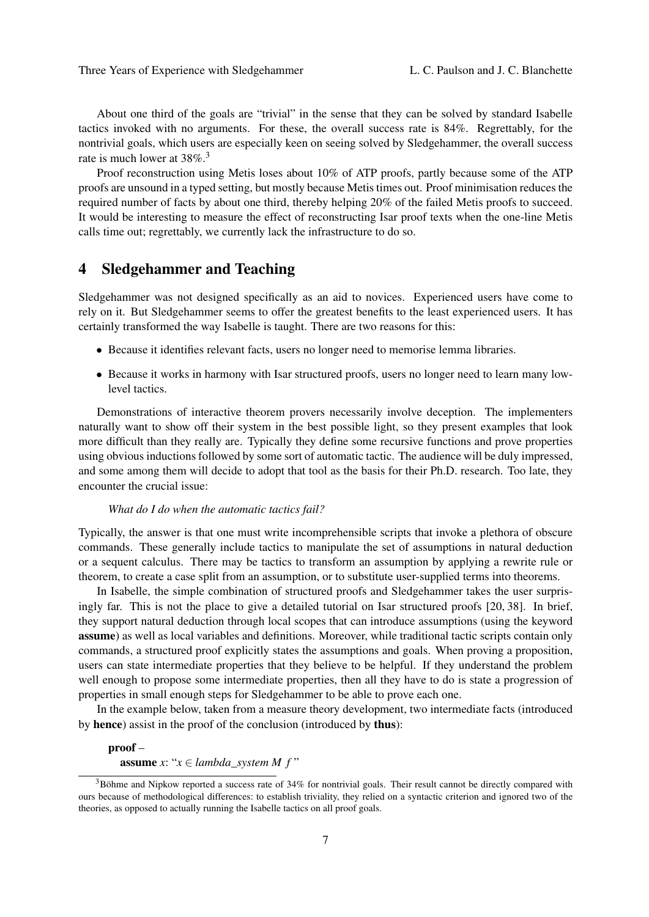About one third of the goals are "trivial" in the sense that they can be solved by standard Isabelle tactics invoked with no arguments. For these, the overall success rate is 84%. Regrettably, for the nontrivial goals, which users are especially keen on seeing solved by Sledgehammer, the overall success rate is much lower at 38%.[3]

Proof reconstruction using Metis loses about 10% of ATP proofs, partly because some of the ATP proofs are unsound in a typed setting, but mostly because Metis times out. Proof minimisation reduces the required number of facts by about one third, thereby helping 20% of the failed Metis proofs to succeed. It would be interesting to measure the effect of reconstructing Isar proof texts when the one-line Metis calls time out; regrettably, we currently lack the infrastructure to do so.

## 4 Sledgehammer and Teaching

Sledgehammer was not designed specifically as an aid to novices. Experienced users have come to rely on it. But Sledgehammer seems to offer the greatest benefits to the least experienced users. It has certainly transformed the way Isabelle is taught. There are two reasons for this:

- Because it identifies relevant facts, users no longer need to memorise lemma libraries.
- Because it works in harmony with Isar structured proofs, users no longer need to learn many low-level tactics.

Demonstrations of interactive theorem provers necessarily involve deception. The implementers naturally want to show off their system in the best possible light, so they present examples that look more difficult than they really are. Typically they define some recursive functions and prove properties using obvious inductions followed by some sort of automatic tactic. The audience will be duly impressed, and some among them will decide to adopt that tool as the basis for their Ph.D. research. Too late, they encounter the crucial issue:

*What do I do when the automatic tactics fail?*

Typically, the answer is that one must write incomprehensible scripts that invoke a plethora of obscure commands. These generally include tactics to manipulate the set of assumptions in natural deduction or a sequent calculus. There may be tactics to transform an assumption by applying a rewrite rule or theorem, to create a case split from an assumption, or to substitute user-supplied terms into theorems.

In Isabelle, the simple combination of structured proofs and Sledgehammer takes the user surprisingly far. This is not the place to give a detailed tutorial on Isar structured proofs [20, 38]. In brief, they support natural deduction through local scopes that can introduce assumptions (using the keyword **assume**) as well as local variables and definitions. Moreover, while traditional tactic scripts contain only commands, a structured proof explicitly states the assumptions and goals. When proving a proposition, users can state intermediate properties that they believe to be helpful. If they understand the problem well enough to propose some intermediate properties, then all they have to do is state a progression of properties in small enough steps for Sledgehammer to be able to prove each one.

In the example below, taken from a measure theory development, two intermediate facts (introduced by **hence**) assist in the proof of the conclusion (introduced by **thus**):

**proof** –
  **assume** *x*: "$x \in$ *lambda_system M f*"

[3] Böhme and Nipkow reported a success rate of 34% for nontrivial goals. Their result cannot be directly compared with ours because of methodological differences: to establish triviality, they relied on a syntactic criterion and ignored two of the theories, as opposed to actually running the Isabelle tactics on all proof goals.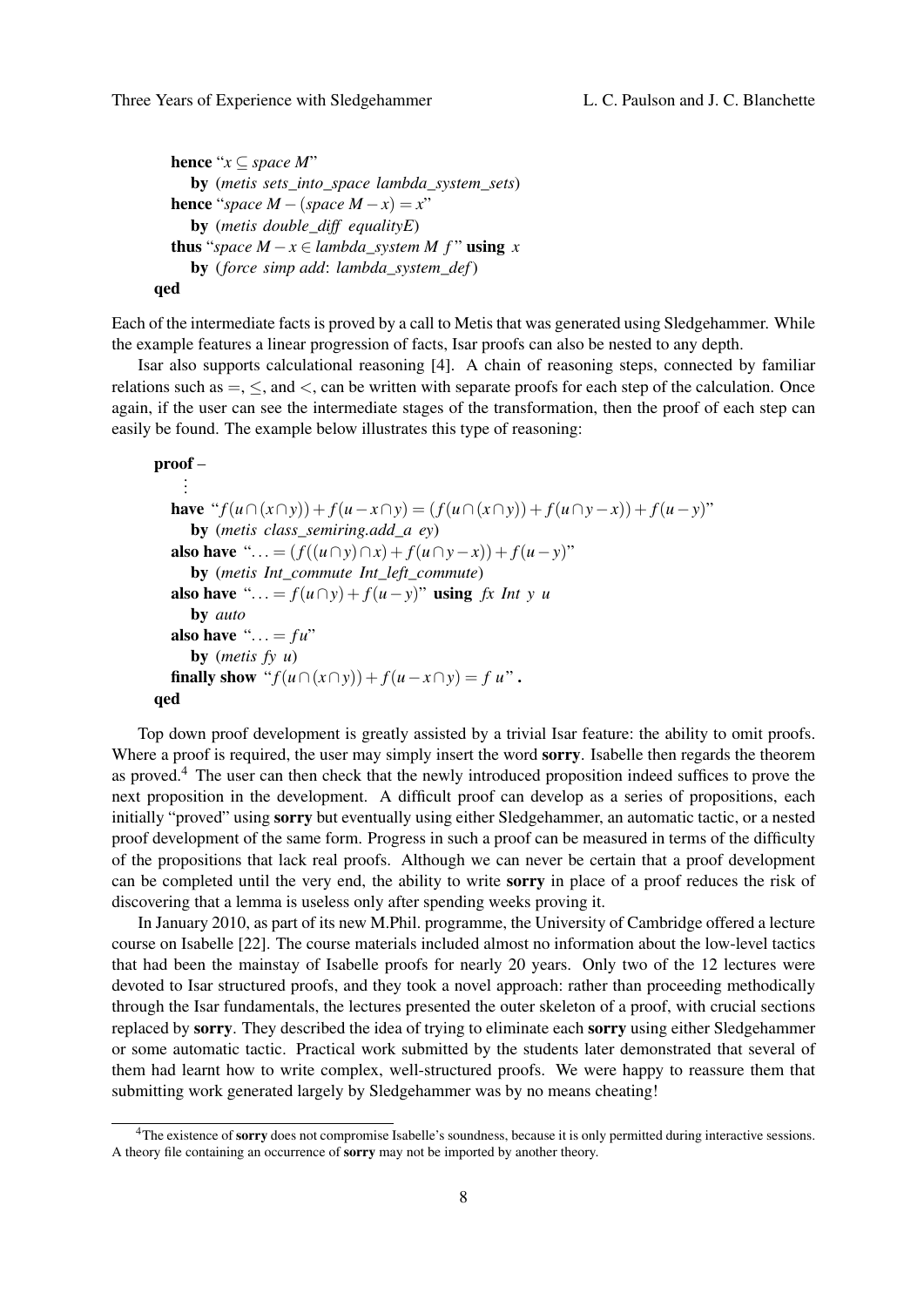```
    hence "x ⊆ space M"
      by (metis sets_into_space lambda_system_sets)
    hence "space M − (space M − x) = x"
      by (metis double_diff equalityE)
    thus "space M − x ∈ lambda_system M f" using x
      by (force simp add: lambda_system_def)
qed
```

Each of the intermediate facts is proved by a call to Metis that was generated using Sledgehammer. While the example features a linear progression of facts, Isar proofs can also be nested to any depth.

Isar also supports calculational reasoning [4]. A chain of reasoning steps, connected by familiar relations such as $=$, $\leq$, and $<$, can be written with separate proofs for each step of the calculation. Once again, if the user can see the intermediate stages of the transformation, then the proof of each step can easily be found. The example below illustrates this type of reasoning:

```
proof –
  ⋮
  have "f(u ∩ (x ∩ y)) + f(u − x ∩ y) = (f(u ∩ (x ∩ y)) + f(u ∩ y − x)) + f(u − y)"
    by (metis class_semiring.add_a ey)
  also have "... = (f((u ∩ y) ∩ x) + f(u ∩ y − x)) + f(u − y)"
    by (metis Int_commute Int_left_commute)
  also have "... = f(u ∩ y) + f(u − y)" using fx Int y u
    by auto
  also have "... = f u"
    by (metis fy u)
  finally show "f(u ∩ (x ∩ y)) + f(u − x ∩ y) = f u" .
qed
```

Top down proof development is greatly assisted by a trivial Isar feature: the ability to omit proofs. Where a proof is required, the user may simply insert the word **sorry**. Isabelle then regards the theorem as proved.[4] The user can then check that the newly introduced proposition indeed suffices to prove the next proposition in the development. A difficult proof can develop as a series of propositions, each initially "proved" using **sorry** but eventually using either Sledgehammer, an automatic tactic, or a nested proof development of the same form. Progress in such a proof can be measured in terms of the difficulty of the propositions that lack real proofs. Although we can never be certain that a proof development can be completed until the very end, the ability to write **sorry** in place of a proof reduces the risk of discovering that a lemma is useless only after spending weeks proving it.

In January 2010, as part of its new M.Phil. programme, the University of Cambridge offered a lecture course on Isabelle [22]. The course materials included almost no information about the low-level tactics that had been the mainstay of Isabelle proofs for nearly 20 years. Only two of the 12 lectures were devoted to Isar structured proofs, and they took a novel approach: rather than proceeding methodically through the Isar fundamentals, the lectures presented the outer skeleton of a proof, with crucial sections replaced by **sorry**. They described the idea of trying to eliminate each **sorry** using either Sledgehammer or some automatic tactic. Practical work submitted by the students later demonstrated that several of them had learnt how to write complex, well-structured proofs. We were happy to reassure them that submitting work generated largely by Sledgehammer was by no means cheating!

---

[4] The existence of **sorry** does not compromise Isabelle's soundness, because it is only permitted during interactive sessions. A theory file containing an occurrence of **sorry** may not be imported by another theory.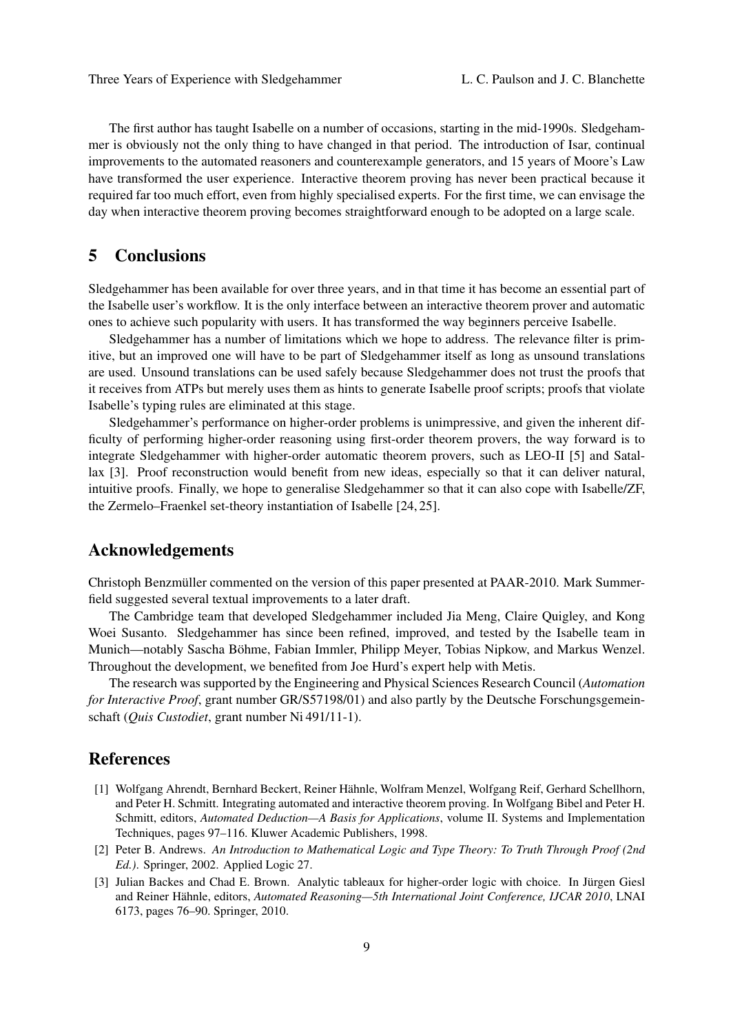The first author has taught Isabelle on a number of occasions, starting in the mid-1990s. Sledgehammer is obviously not the only thing to have changed in that period. The introduction of Isar, continual improvements to the automated reasoners and counterexample generators, and 15 years of Moore's Law have transformed the user experience. Interactive theorem proving has never been practical because it required far too much effort, even from highly specialised experts. For the first time, we can envisage the day when interactive theorem proving becomes straightforward enough to be adopted on a large scale.

## 5 Conclusions

Sledgehammer has been available for over three years, and in that time it has become an essential part of the Isabelle user's workflow. It is the only interface between an interactive theorem prover and automatic ones to achieve such popularity with users. It has transformed the way beginners perceive Isabelle.

Sledgehammer has a number of limitations which we hope to address. The relevance filter is primitive, but an improved one will have to be part of Sledgehammer itself as long as unsound translations are used. Unsound translations can be used safely because Sledgehammer does not trust the proofs that it receives from ATPs but merely uses them as hints to generate Isabelle proof scripts; proofs that violate Isabelle's typing rules are eliminated at this stage.

Sledgehammer's performance on higher-order problems is unimpressive, and given the inherent difficulty of performing higher-order reasoning using first-order theorem provers, the way forward is to integrate Sledgehammer with higher-order automatic theorem provers, such as LEO-II [5] and Satallax [3]. Proof reconstruction would benefit from new ideas, especially so that it can deliver natural, intuitive proofs. Finally, we hope to generalise Sledgehammer so that it can also cope with Isabelle/ZF, the Zermelo–Fraenkel set-theory instantiation of Isabelle [24, 25].

## Acknowledgements

Christoph Benzmüller commented on the version of this paper presented at PAAR-2010. Mark Summerfield suggested several textual improvements to a later draft.

The Cambridge team that developed Sledgehammer included Jia Meng, Claire Quigley, and Kong Woei Susanto. Sledgehammer has since been refined, improved, and tested by the Isabelle team in Munich—notably Sascha Böhme, Fabian Immler, Philipp Meyer, Tobias Nipkow, and Markus Wenzel. Throughout the development, we benefited from Joe Hurd's expert help with Metis.

The research was supported by the Engineering and Physical Sciences Research Council (*Automation for Interactive Proof*, grant number GR/S57198/01) and also partly by the Deutsche Forschungsgemeinschaft (*Quis Custodiet*, grant number Ni 491/11-1).

## References

[1] Wolfgang Ahrendt, Bernhard Beckert, Reiner Hähnle, Wolfram Menzel, Wolfgang Reif, Gerhard Schellhorn, and Peter H. Schmitt. Integrating automated and interactive theorem proving. In Wolfgang Bibel and Peter H. Schmitt, editors, *Automated Deduction—A Basis for Applications*, volume II. Systems and Implementation Techniques, pages 97–116. Kluwer Academic Publishers, 1998.

[2] Peter B. Andrews. *An Introduction to Mathematical Logic and Type Theory: To Truth Through Proof (2nd Ed.)*. Springer, 2002. Applied Logic 27.

[3] Julian Backes and Chad E. Brown. Analytic tableaux for higher-order logic with choice. In Jürgen Giesl and Reiner Hähnle, editors, *Automated Reasoning—5th International Joint Conference, IJCAR 2010*, LNAI 6173, pages 76–90. Springer, 2010.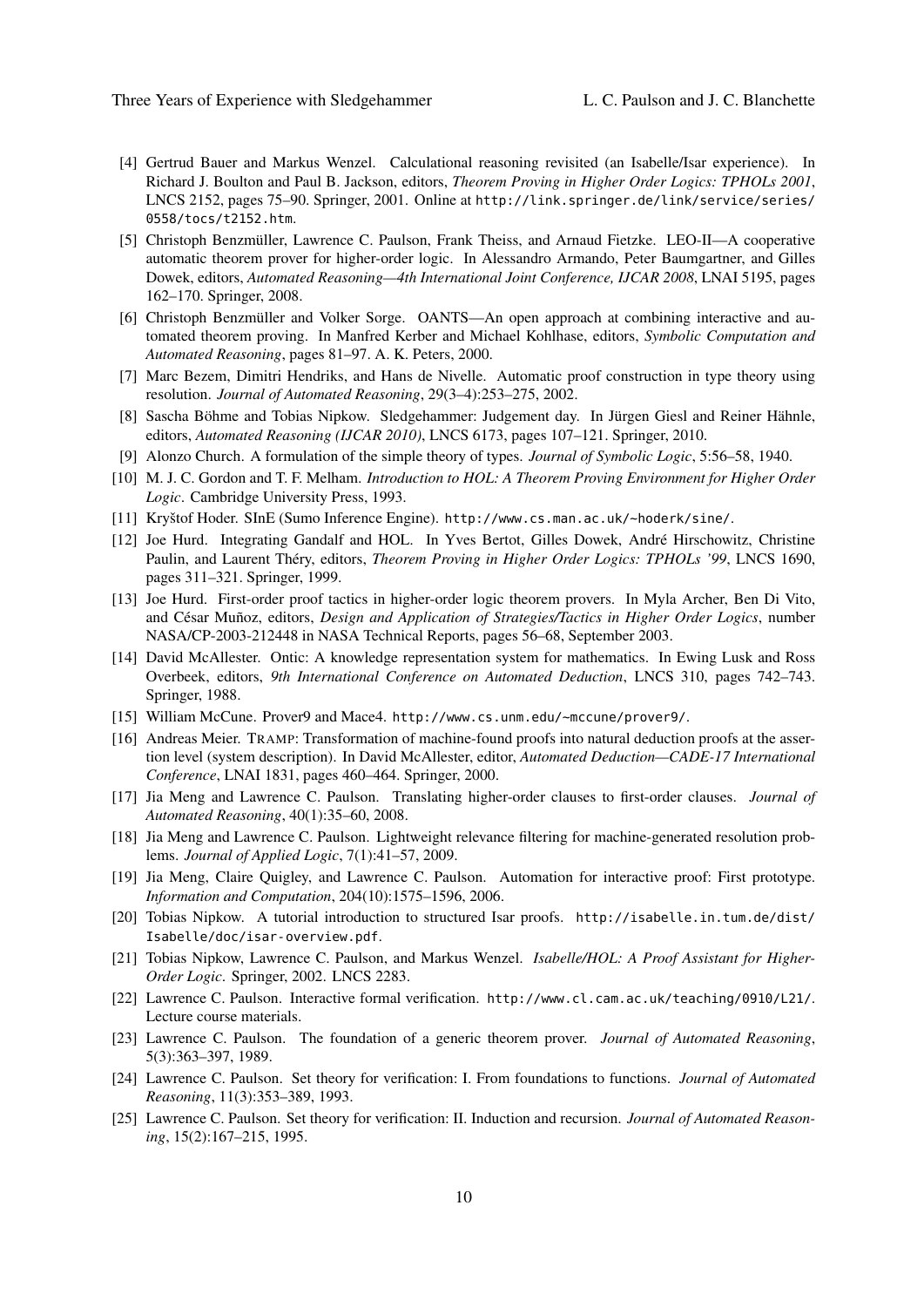[4] Gertrud Bauer and Markus Wenzel. Calculational reasoning revisited (an Isabelle/Isar experience). In Richard J. Boulton and Paul B. Jackson, editors, *Theorem Proving in Higher Order Logics: TPHOLs 2001*, LNCS 2152, pages 75–90. Springer, 2001. Online at http://link.springer.de/link/service/series/0558/tocs/t2152.htm.

[5] Christoph Benzmüller, Lawrence C. Paulson, Frank Theiss, and Arnaud Fietzke. LEO-II—A cooperative automatic theorem prover for higher-order logic. In Alessandro Armando, Peter Baumgartner, and Gilles Dowek, editors, *Automated Reasoning—4th International Joint Conference, IJCAR 2008*, LNAI 5195, pages 162–170. Springer, 2008.

[6] Christoph Benzmüller and Volker Sorge. OANTS—An open approach at combining interactive and automated theorem proving. In Manfred Kerber and Michael Kohlhase, editors, *Symbolic Computation and Automated Reasoning*, pages 81–97. A. K. Peters, 2000.

[7] Marc Bezem, Dimitri Hendriks, and Hans de Nivelle. Automatic proof construction in type theory using resolution. *Journal of Automated Reasoning*, 29(3–4):253–275, 2002.

[8] Sascha Böhme and Tobias Nipkow. Sledgehammer: Judgement day. In Jürgen Giesl and Reiner Hähnle, editors, *Automated Reasoning (IJCAR 2010)*, LNCS 6173, pages 107–121. Springer, 2010.

[9] Alonzo Church. A formulation of the simple theory of types. *Journal of Symbolic Logic*, 5:56–58, 1940.

[10] M. J. C. Gordon and T. F. Melham. *Introduction to HOL: A Theorem Proving Environment for Higher Order Logic*. Cambridge University Press, 1993.

[11] Kryštof Hoder. SInE (Sumo Inference Engine). http://www.cs.man.ac.uk/~hoderk/sine/.

[12] Joe Hurd. Integrating Gandalf and HOL. In Yves Bertot, Gilles Dowek, André Hirschowitz, Christine Paulin, and Laurent Théry, editors, *Theorem Proving in Higher Order Logics: TPHOLs '99*, LNCS 1690, pages 311–321. Springer, 1999.

[13] Joe Hurd. First-order proof tactics in higher-order logic theorem provers. In Myla Archer, Ben Di Vito, and César Muñoz, editors, *Design and Application of Strategies/Tactics in Higher Order Logics*, number NASA/CP-2003-212448 in NASA Technical Reports, pages 56–68, September 2003.

[14] David McAllester. Ontic: A knowledge representation system for mathematics. In Ewing Lusk and Ross Overbeek, editors, *9th International Conference on Automated Deduction*, LNCS 310, pages 742–743. Springer, 1988.

[15] William McCune. Prover9 and Mace4. http://www.cs.unm.edu/~mccune/prover9/.

[16] Andreas Meier. TRAMP: Transformation of machine-found proofs into natural deduction proofs at the assertion level (system description). In David McAllester, editor, *Automated Deduction—CADE-17 International Conference*, LNAI 1831, pages 460–464. Springer, 2000.

[17] Jia Meng and Lawrence C. Paulson. Translating higher-order clauses to first-order clauses. *Journal of Automated Reasoning*, 40(1):35–60, 2008.

[18] Jia Meng and Lawrence C. Paulson. Lightweight relevance filtering for machine-generated resolution problems. *Journal of Applied Logic*, 7(1):41–57, 2009.

[19] Jia Meng, Claire Quigley, and Lawrence C. Paulson. Automation for interactive proof: First prototype. *Information and Computation*, 204(10):1575–1596, 2006.

[20] Tobias Nipkow. A tutorial introduction to structured Isar proofs. http://isabelle.in.tum.de/dist/Isabelle/doc/isar-overview.pdf.

[21] Tobias Nipkow, Lawrence C. Paulson, and Markus Wenzel. *Isabelle/HOL: A Proof Assistant for Higher-Order Logic*. Springer, 2002. LNCS 2283.

[22] Lawrence C. Paulson. Interactive formal verification. http://www.cl.cam.ac.uk/teaching/0910/L21/. Lecture course materials.

[23] Lawrence C. Paulson. The foundation of a generic theorem prover. *Journal of Automated Reasoning*, 5(3):363–397, 1989.

[24] Lawrence C. Paulson. Set theory for verification: I. From foundations to functions. *Journal of Automated Reasoning*, 11(3):353–389, 1993.

[25] Lawrence C. Paulson. Set theory for verification: II. Induction and recursion. *Journal of Automated Reasoning*, 15(2):167–215, 1995.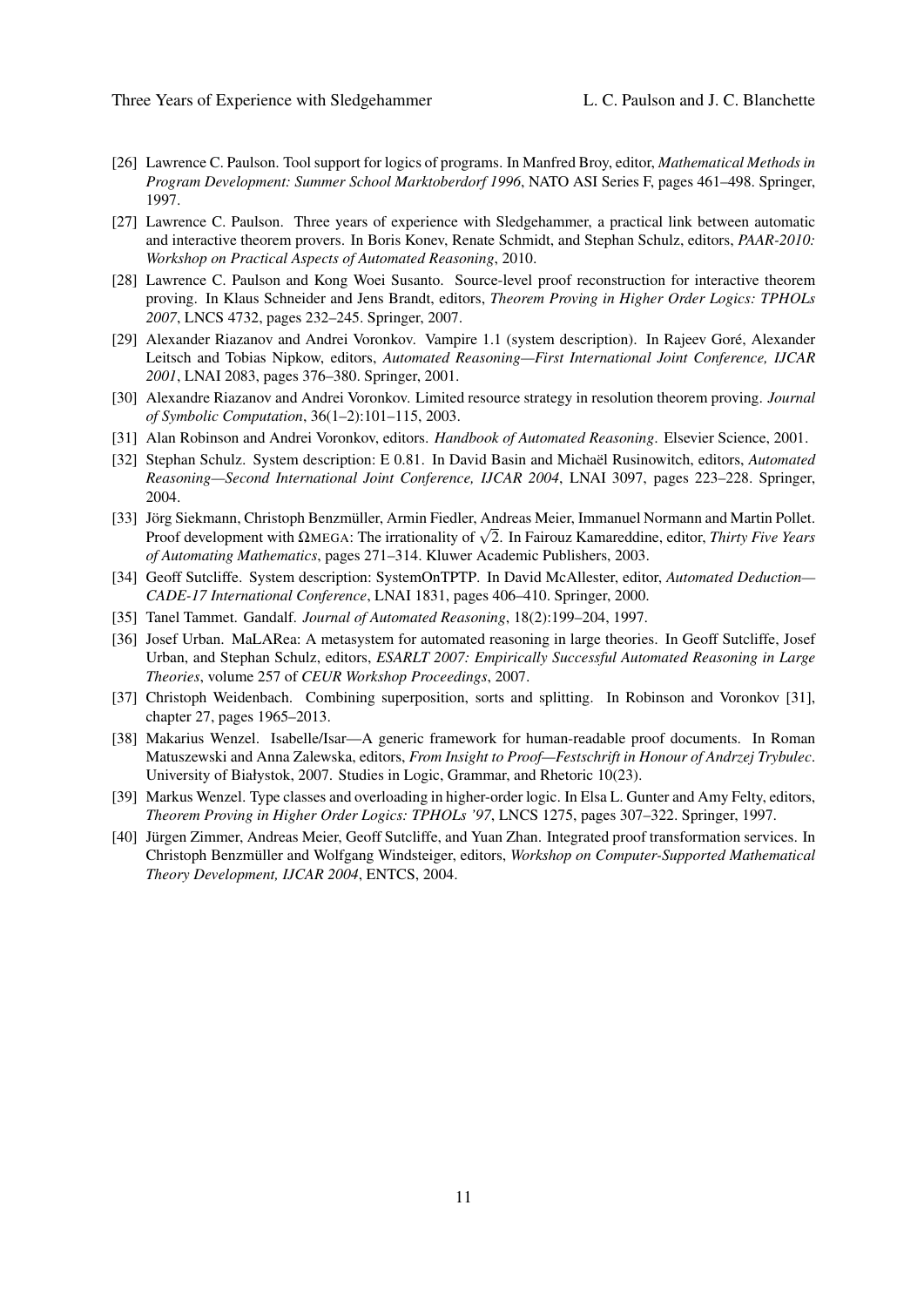- [26] Lawrence C. Paulson. Tool support for logics of programs. In Manfred Broy, editor, *Mathematical Methods in Program Development: Summer School Marktoberdorf 1996*, NATO ASI Series F, pages 461–498. Springer, 1997.
- [27] Lawrence C. Paulson. Three years of experience with Sledgehammer, a practical link between automatic and interactive theorem provers. In Boris Konev, Renate Schmidt, and Stephan Schulz, editors, *PAAR-2010: Workshop on Practical Aspects of Automated Reasoning*, 2010.
- [28] Lawrence C. Paulson and Kong Woei Susanto. Source-level proof reconstruction for interactive theorem proving. In Klaus Schneider and Jens Brandt, editors, *Theorem Proving in Higher Order Logics: TPHOLs 2007*, LNCS 4732, pages 232–245. Springer, 2007.
- [29] Alexander Riazanov and Andrei Voronkov. Vampire 1.1 (system description). In Rajeev Goré, Alexander Leitsch and Tobias Nipkow, editors, *Automated Reasoning—First International Joint Conference, IJCAR 2001*, LNAI 2083, pages 376–380. Springer, 2001.
- [30] Alexandre Riazanov and Andrei Voronkov. Limited resource strategy in resolution theorem proving. *Journal of Symbolic Computation*, 36(1–2):101–115, 2003.
- [31] Alan Robinson and Andrei Voronkov, editors. *Handbook of Automated Reasoning*. Elsevier Science, 2001.
- [32] Stephan Schulz. System description: E 0.81. In David Basin and Michaël Rusinowitch, editors, *Automated Reasoning—Second International Joint Conference, IJCAR 2004*, LNAI 3097, pages 223–228. Springer, 2004.
- [33] Jörg Siekmann, Christoph Benzmüller, Armin Fiedler, Andreas Meier, Immanuel Normann and Martin Pollet. Proof development with ΩMEGA: The irrationality of $\sqrt{2}$. In Fairouz Kamareddine, editor, *Thirty Five Years of Automating Mathematics*, pages 271–314. Kluwer Academic Publishers, 2003.
- [34] Geoff Sutcliffe. System description: SystemOnTPTP. In David McAllester, editor, *Automated Deduction—CADE-17 International Conference*, LNAI 1831, pages 406–410. Springer, 2000.
- [35] Tanel Tammet. Gandalf. *Journal of Automated Reasoning*, 18(2):199–204, 1997.
- [36] Josef Urban. MaLARea: A metasystem for automated reasoning in large theories. In Geoff Sutcliffe, Josef Urban, and Stephan Schulz, editors, *ESARLT 2007: Empirically Successful Automated Reasoning in Large Theories*, volume 257 of *CEUR Workshop Proceedings*, 2007.
- [37] Christoph Weidenbach. Combining superposition, sorts and splitting. In Robinson and Voronkov [31], chapter 27, pages 1965–2013.
- [38] Makarius Wenzel. Isabelle/Isar—A generic framework for human-readable proof documents. In Roman Matuszewski and Anna Zalewska, editors, *From Insight to Proof—Festschrift in Honour of Andrzej Trybulec*. University of Białystok, 2007. Studies in Logic, Grammar, and Rhetoric 10(23).
- [39] Markus Wenzel. Type classes and overloading in higher-order logic. In Elsa L. Gunter and Amy Felty, editors, *Theorem Proving in Higher Order Logics: TPHOLs '97*, LNCS 1275, pages 307–322. Springer, 1997.
- [40] Jürgen Zimmer, Andreas Meier, Geoff Sutcliffe, and Yuan Zhan. Integrated proof transformation services. In Christoph Benzmüller and Wolfgang Windsteiger, editors, *Workshop on Computer-Supported Mathematical Theory Development, IJCAR 2004*, ENTCS, 2004.